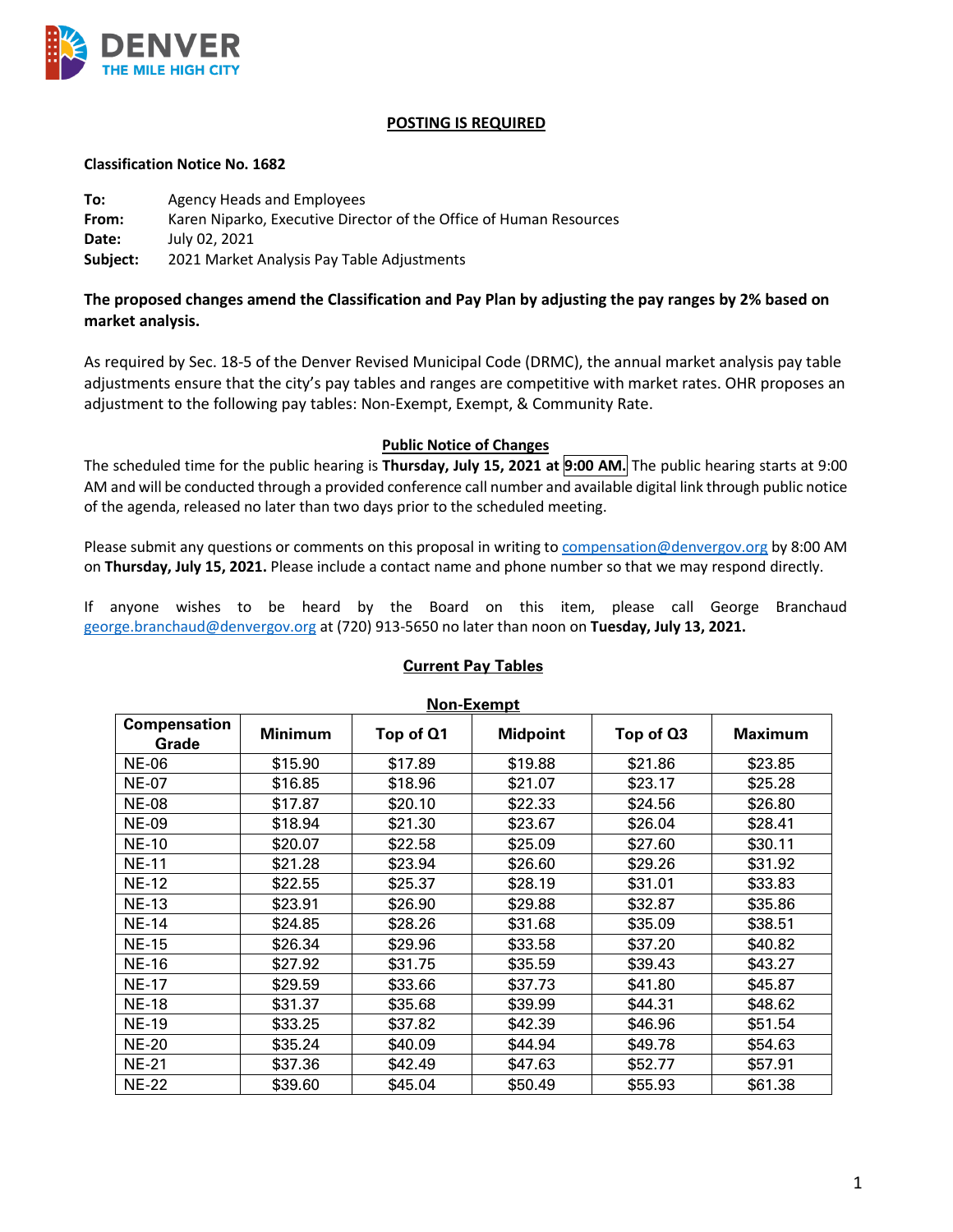DENVER
THE MILE HIGH CITY

**POSTING IS REQUIRED**

**Classification Notice No. 1682**

**To:** Agency Heads and Employees
**From:** Karen Niparko, Executive Director of the Office of Human Resources
**Date:** July 02, 2021
**Subject:** 2021 Market Analysis Pay Table Adjustments

**The proposed changes amend the Classification and Pay Plan by adjusting the pay ranges by 2% based on market analysis.**

As required by Sec. 18-5 of the Denver Revised Municipal Code (DRMC), the annual market analysis pay table adjustments ensure that the city's pay tables and ranges are competitive with market rates. OHR proposes an adjustment to the following pay tables: Non-Exempt, Exempt, & Community Rate.

## Public Notice of Changes

The scheduled time for the public hearing is **Thursday, July 15, 2021 at 9:00 AM.** The public hearing starts at 9:00 AM and will be conducted through a provided conference call number and available digital link through public notice of the agenda, released no later than two days prior to the scheduled meeting.

Please submit any questions or comments on this proposal in writing to compensation@denvergov.org by 8:00 AM on **Thursday, July 15, 2021.** Please include a contact name and phone number so that we may respond directly.

If anyone wishes to be heard by the Board on this item, please call George Branchaud george.branchaud@denvergov.org at (720) 913-5650 no later than noon on **Tuesday, July 13, 2021.**

## Current Pay Tables

**Non-Exempt**

| Compensation Grade | Minimum | Top of Q1 | Midpoint | Top of Q3 | Maximum |
|---|---|---|---|---|---|
| NE-06 | $15.90 | $17.89 | $19.88 | $21.86 | $23.85 |
| NE-07 | $16.85 | $18.96 | $21.07 | $23.17 | $25.28 |
| NE-08 | $17.87 | $20.10 | $22.33 | $24.56 | $26.80 |
| NE-09 | $18.94 | $21.30 | $23.67 | $26.04 | $28.41 |
| NE-10 | $20.07 | $22.58 | $25.09 | $27.60 | $30.11 |
| NE-11 | $21.28 | $23.94 | $26.60 | $29.26 | $31.92 |
| NE-12 | $22.55 | $25.37 | $28.19 | $31.01 | $33.83 |
| NE-13 | $23.91 | $26.90 | $29.88 | $32.87 | $35.86 |
| NE-14 | $24.85 | $28.26 | $31.68 | $35.09 | $38.51 |
| NE-15 | $26.34 | $29.96 | $33.58 | $37.20 | $40.82 |
| NE-16 | $27.92 | $31.75 | $35.59 | $39.43 | $43.27 |
| NE-17 | $29.59 | $33.66 | $37.73 | $41.80 | $45.87 |
| NE-18 | $31.37 | $35.68 | $39.99 | $44.31 | $48.62 |
| NE-19 | $33.25 | $37.82 | $42.39 | $46.96 | $51.54 |
| NE-20 | $35.24 | $40.09 | $44.94 | $49.78 | $54.63 |
| NE-21 | $37.36 | $42.49 | $47.63 | $52.77 | $57.91 |
| NE-22 | $39.60 | $45.04 | $50.49 | $55.93 | $61.38 |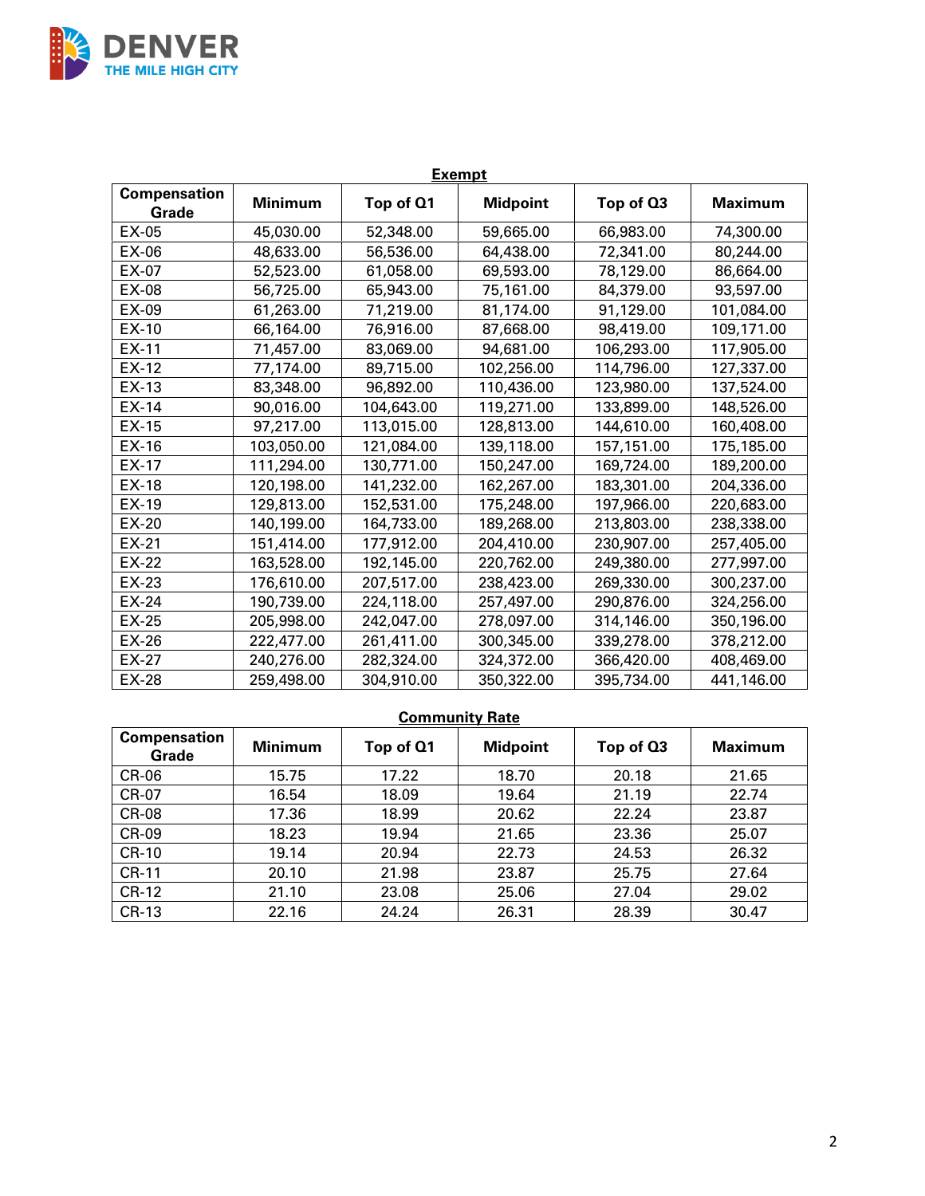**Exempt**

| Compensation Grade | Minimum | Top of Q1 | Midpoint | Top of Q3 | Maximum |
|---|---|---|---|---|---|
| EX-05 | 45,030.00 | 52,348.00 | 59,665.00 | 66,983.00 | 74,300.00 |
| EX-06 | 48,633.00 | 56,536.00 | 64,438.00 | 72,341.00 | 80,244.00 |
| EX-07 | 52,523.00 | 61,058.00 | 69,593.00 | 78,129.00 | 86,664.00 |
| EX-08 | 56,725.00 | 65,943.00 | 75,161.00 | 84,379.00 | 93,597.00 |
| EX-09 | 61,263.00 | 71,219.00 | 81,174.00 | 91,129.00 | 101,084.00 |
| EX-10 | 66,164.00 | 76,916.00 | 87,668.00 | 98,419.00 | 109,171.00 |
| EX-11 | 71,457.00 | 83,069.00 | 94,681.00 | 106,293.00 | 117,905.00 |
| EX-12 | 77,174.00 | 89,715.00 | 102,256.00 | 114,796.00 | 127,337.00 |
| EX-13 | 83,348.00 | 96,892.00 | 110,436.00 | 123,980.00 | 137,524.00 |
| EX-14 | 90,016.00 | 104,643.00 | 119,271.00 | 133,899.00 | 148,526.00 |
| EX-15 | 97,217.00 | 113,015.00 | 128,813.00 | 144,610.00 | 160,408.00 |
| EX-16 | 103,050.00 | 121,084.00 | 139,118.00 | 157,151.00 | 175,185.00 |
| EX-17 | 111,294.00 | 130,771.00 | 150,247.00 | 169,724.00 | 189,200.00 |
| EX-18 | 120,198.00 | 141,232.00 | 162,267.00 | 183,301.00 | 204,336.00 |
| EX-19 | 129,813.00 | 152,531.00 | 175,248.00 | 197,966.00 | 220,683.00 |
| EX-20 | 140,199.00 | 164,733.00 | 189,268.00 | 213,803.00 | 238,338.00 |
| EX-21 | 151,414.00 | 177,912.00 | 204,410.00 | 230,907.00 | 257,405.00 |
| EX-22 | 163,528.00 | 192,145.00 | 220,762.00 | 249,380.00 | 277,997.00 |
| EX-23 | 176,610.00 | 207,517.00 | 238,423.00 | 269,330.00 | 300,237.00 |
| EX-24 | 190,739.00 | 224,118.00 | 257,497.00 | 290,876.00 | 324,256.00 |
| EX-25 | 205,998.00 | 242,047.00 | 278,097.00 | 314,146.00 | 350,196.00 |
| EX-26 | 222,477.00 | 261,411.00 | 300,345.00 | 339,278.00 | 378,212.00 |
| EX-27 | 240,276.00 | 282,324.00 | 324,372.00 | 366,420.00 | 408,469.00 |
| EX-28 | 259,498.00 | 304,910.00 | 350,322.00 | 395,734.00 | 441,146.00 |

**Community Rate**

| Compensation Grade | Minimum | Top of Q1 | Midpoint | Top of Q3 | Maximum |
|---|---|---|---|---|---|
| CR-06 | 15.75 | 17.22 | 18.70 | 20.18 | 21.65 |
| CR-07 | 16.54 | 18.09 | 19.64 | 21.19 | 22.74 |
| CR-08 | 17.36 | 18.99 | 20.62 | 22.24 | 23.87 |
| CR-09 | 18.23 | 19.94 | 21.65 | 23.36 | 25.07 |
| CR-10 | 19.14 | 20.94 | 22.73 | 24.53 | 26.32 |
| CR-11 | 20.10 | 21.98 | 23.87 | 25.75 | 27.64 |
| CR-12 | 21.10 | 23.08 | 25.06 | 27.04 | 29.02 |
| CR-13 | 22.16 | 24.24 | 26.31 | 28.39 | 30.47 |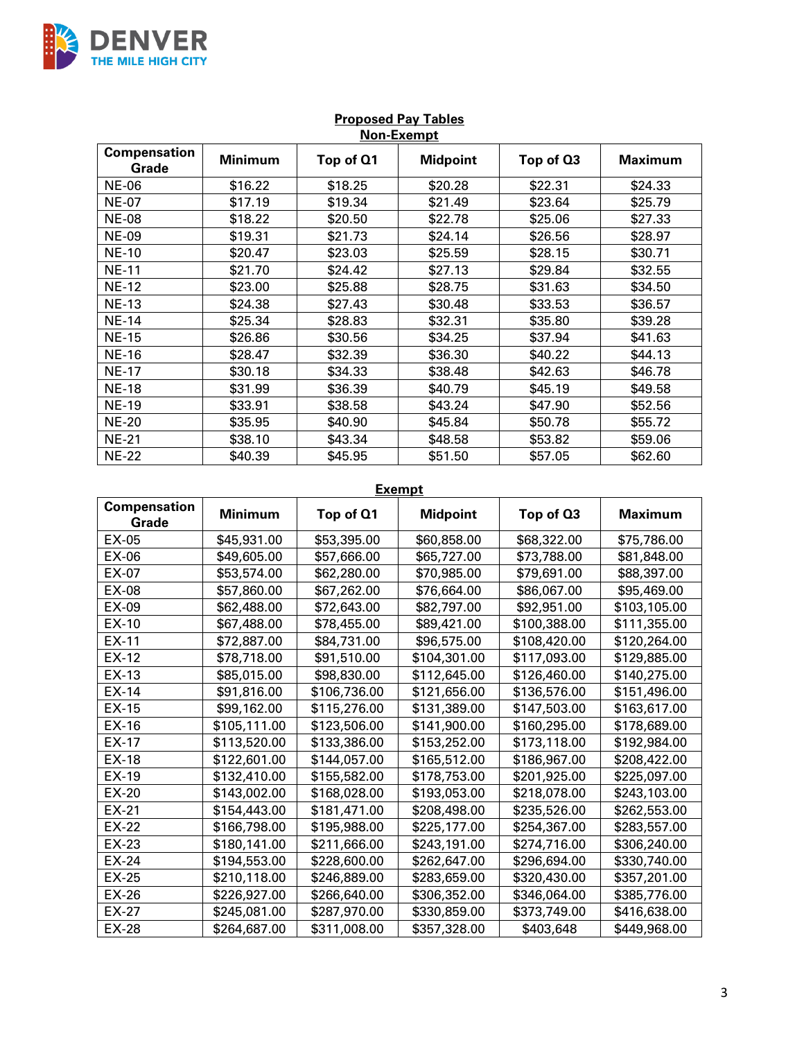**Proposed Pay Tables**

**Non-Exempt**

| Compensation Grade | Minimum | Top of Q1 | Midpoint | Top of Q3 | Maximum |
|---|---|---|---|---|---|
| NE-06 | $16.22 | $18.25 | $20.28 | $22.31 | $24.33 |
| NE-07 | $17.19 | $19.34 | $21.49 | $23.64 | $25.79 |
| NE-08 | $18.22 | $20.50 | $22.78 | $25.06 | $27.33 |
| NE-09 | $19.31 | $21.73 | $24.14 | $26.56 | $28.97 |
| NE-10 | $20.47 | $23.03 | $25.59 | $28.15 | $30.71 |
| NE-11 | $21.70 | $24.42 | $27.13 | $29.84 | $32.55 |
| NE-12 | $23.00 | $25.88 | $28.75 | $31.63 | $34.50 |
| NE-13 | $24.38 | $27.43 | $30.48 | $33.53 | $36.57 |
| NE-14 | $25.34 | $28.83 | $32.31 | $35.80 | $39.28 |
| NE-15 | $26.86 | $30.56 | $34.25 | $37.94 | $41.63 |
| NE-16 | $28.47 | $32.39 | $36.30 | $40.22 | $44.13 |
| NE-17 | $30.18 | $34.33 | $38.48 | $42.63 | $46.78 |
| NE-18 | $31.99 | $36.39 | $40.79 | $45.19 | $49.58 |
| NE-19 | $33.91 | $38.58 | $43.24 | $47.90 | $52.56 |
| NE-20 | $35.95 | $40.90 | $45.84 | $50.78 | $55.72 |
| NE-21 | $38.10 | $43.34 | $48.58 | $53.82 | $59.06 |
| NE-22 | $40.39 | $45.95 | $51.50 | $57.05 | $62.60 |

**Exempt**

| Compensation Grade | Minimum | Top of Q1 | Midpoint | Top of Q3 | Maximum |
|---|---|---|---|---|---|
| EX-05 | $45,931.00 | $53,395.00 | $60,858.00 | $68,322.00 | $75,786.00 |
| EX-06 | $49,605.00 | $57,666.00 | $65,727.00 | $73,788.00 | $81,848.00 |
| EX-07 | $53,574.00 | $62,280.00 | $70,985.00 | $79,691.00 | $88,397.00 |
| EX-08 | $57,860.00 | $67,262.00 | $76,664.00 | $86,067.00 | $95,469.00 |
| EX-09 | $62,488.00 | $72,643.00 | $82,797.00 | $92,951.00 | $103,105.00 |
| EX-10 | $67,488.00 | $78,455.00 | $89,421.00 | $100,388.00 | $111,355.00 |
| EX-11 | $72,887.00 | $84,731.00 | $96,575.00 | $108,420.00 | $120,264.00 |
| EX-12 | $78,718.00 | $91,510.00 | $104,301.00 | $117,093.00 | $129,885.00 |
| EX-13 | $85,015.00 | $98,830.00 | $112,645.00 | $126,460.00 | $140,275.00 |
| EX-14 | $91,816.00 | $106,736.00 | $121,656.00 | $136,576.00 | $151,496.00 |
| EX-15 | $99,162.00 | $115,276.00 | $131,389.00 | $147,503.00 | $163,617.00 |
| EX-16 | $105,111.00 | $123,506.00 | $141,900.00 | $160,295.00 | $178,689.00 |
| EX-17 | $113,520.00 | $133,386.00 | $153,252.00 | $173,118.00 | $192,984.00 |
| EX-18 | $122,601.00 | $144,057.00 | $165,512.00 | $186,967.00 | $208,422.00 |
| EX-19 | $132,410.00 | $155,582.00 | $178,753.00 | $201,925.00 | $225,097.00 |
| EX-20 | $143,002.00 | $168,028.00 | $193,053.00 | $218,078.00 | $243,103.00 |
| EX-21 | $154,443.00 | $181,471.00 | $208,498.00 | $235,526.00 | $262,553.00 |
| EX-22 | $166,798.00 | $195,988.00 | $225,177.00 | $254,367.00 | $283,557.00 |
| EX-23 | $180,141.00 | $211,666.00 | $243,191.00 | $274,716.00 | $306,240.00 |
| EX-24 | $194,553.00 | $228,600.00 | $262,647.00 | $296,694.00 | $330,740.00 |
| EX-25 | $210,118.00 | $246,889.00 | $283,659.00 | $320,430.00 | $357,201.00 |
| EX-26 | $226,927.00 | $266,640.00 | $306,352.00 | $346,064.00 | $385,776.00 |
| EX-27 | $245,081.00 | $287,970.00 | $330,859.00 | $373,749.00 | $416,638.00 |
| EX-28 | $264,687.00 | $311,008.00 | $357,328.00 | $403,648 | $449,968.00 |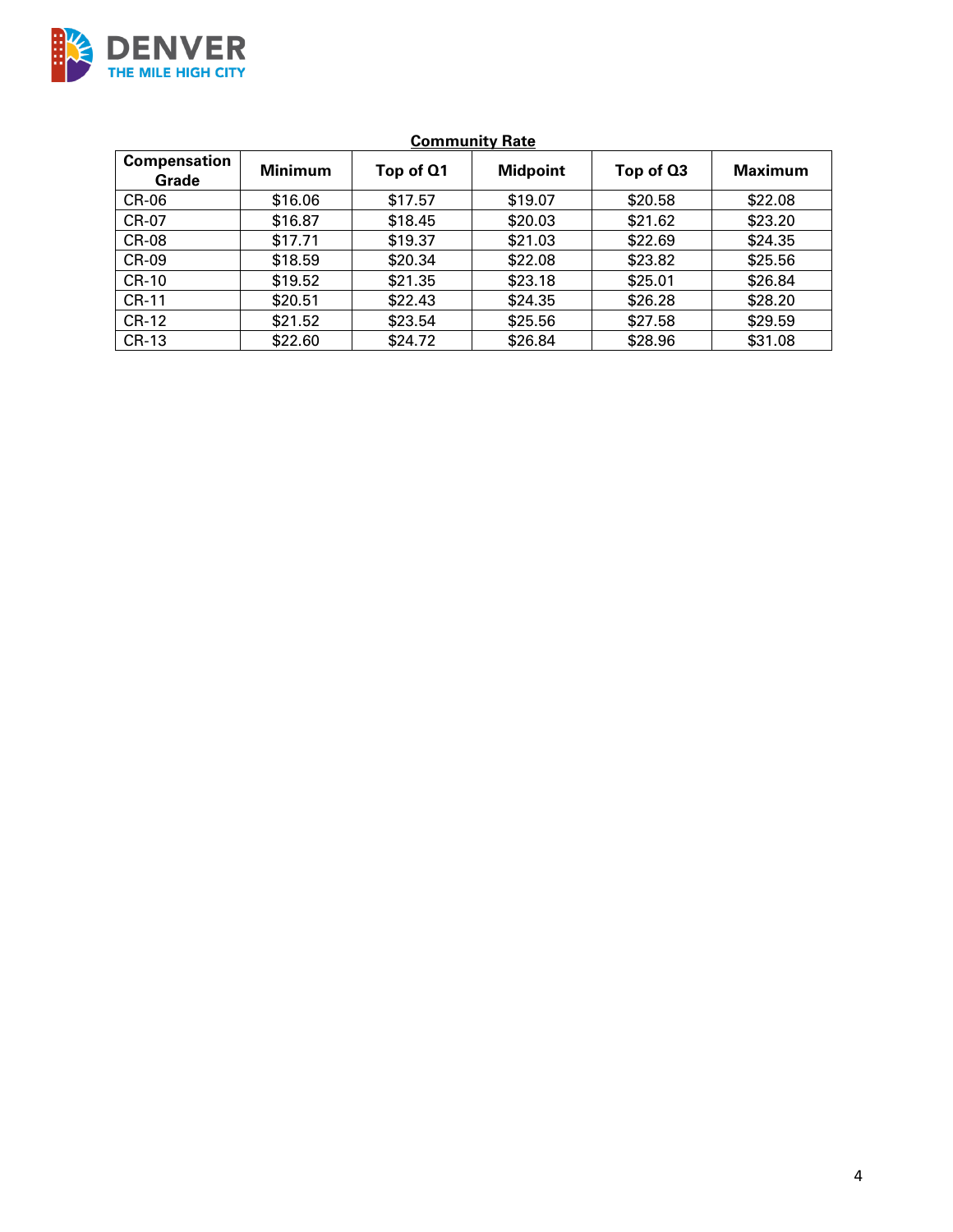**Community Rate**

| Compensation Grade | Minimum | Top of Q1 | Midpoint | Top of Q3 | Maximum |
|---|---|---|---|---|---|
| CR-06 | $16.06 | $17.57 | $19.07 | $20.58 | $22.08 |
| CR-07 | $16.87 | $18.45 | $20.03 | $21.62 | $23.20 |
| CR-08 | $17.71 | $19.37 | $21.03 | $22.69 | $24.35 |
| CR-09 | $18.59 | $20.34 | $22.08 | $23.82 | $25.56 |
| CR-10 | $19.52 | $21.35 | $23.18 | $25.01 | $26.84 |
| CR-11 | $20.51 | $22.43 | $24.35 | $26.28 | $28.20 |
| CR-12 | $21.52 | $23.54 | $25.56 | $27.58 | $29.59 |
| CR-13 | $22.60 | $24.72 | $26.84 | $28.96 | $31.08 |